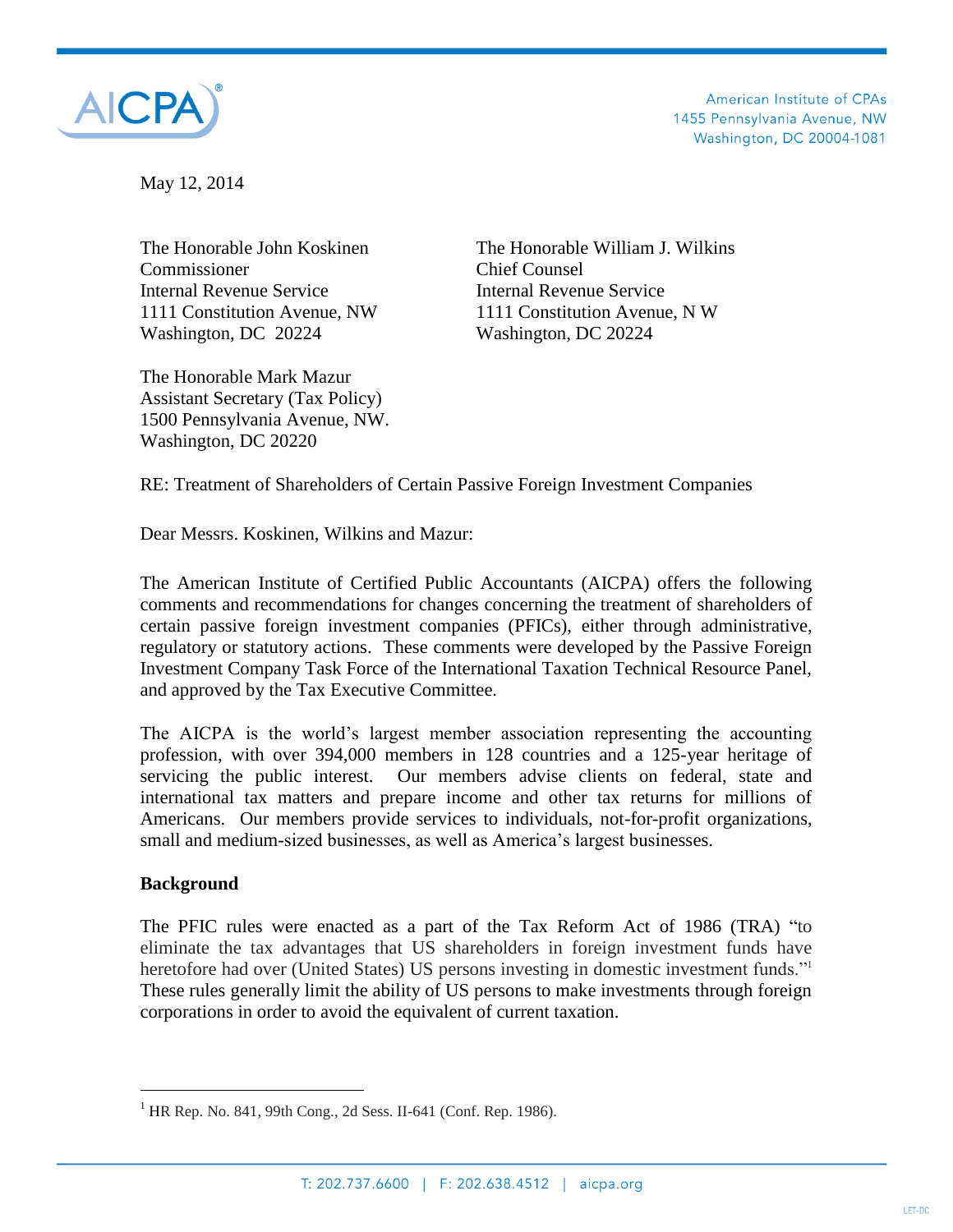AICPA

American Institute of CPAs
1455 Pennsylvania Avenue, NW
Washington, DC 20004-1081

May 12, 2014

The Honorable John Koskinen
Commissioner
Internal Revenue Service
1111 Constitution Avenue, NW
Washington, DC 20224

The Honorable William J. Wilkins
Chief Counsel
Internal Revenue Service
1111 Constitution Avenue, N W
Washington, DC 20224

The Honorable Mark Mazur
Assistant Secretary (Tax Policy)
1500 Pennsylvania Avenue, NW.
Washington, DC 20220

RE: Treatment of Shareholders of Certain Passive Foreign Investment Companies

Dear Messrs. Koskinen, Wilkins and Mazur:

The American Institute of Certified Public Accountants (AICPA) offers the following comments and recommendations for changes concerning the treatment of shareholders of certain passive foreign investment companies (PFICs), either through administrative, regulatory or statutory actions. These comments were developed by the Passive Foreign Investment Company Task Force of the International Taxation Technical Resource Panel, and approved by the Tax Executive Committee.

The AICPA is the world's largest member association representing the accounting profession, with over 394,000 members in 128 countries and a 125-year heritage of servicing the public interest. Our members advise clients on federal, state and international tax matters and prepare income and other tax returns for millions of Americans. Our members provide services to individuals, not-for-profit organizations, small and medium-sized businesses, as well as America's largest businesses.

**Background**

The PFIC rules were enacted as a part of the Tax Reform Act of 1986 (TRA) "to eliminate the tax advantages that US shareholders in foreign investment funds have heretofore had over (United States) US persons investing in domestic investment funds."[1] These rules generally limit the ability of US persons to make investments through foreign corporations in order to avoid the equivalent of current taxation.

[1] HR Rep. No. 841, 99th Cong., 2d Sess. II-641 (Conf. Rep. 1986).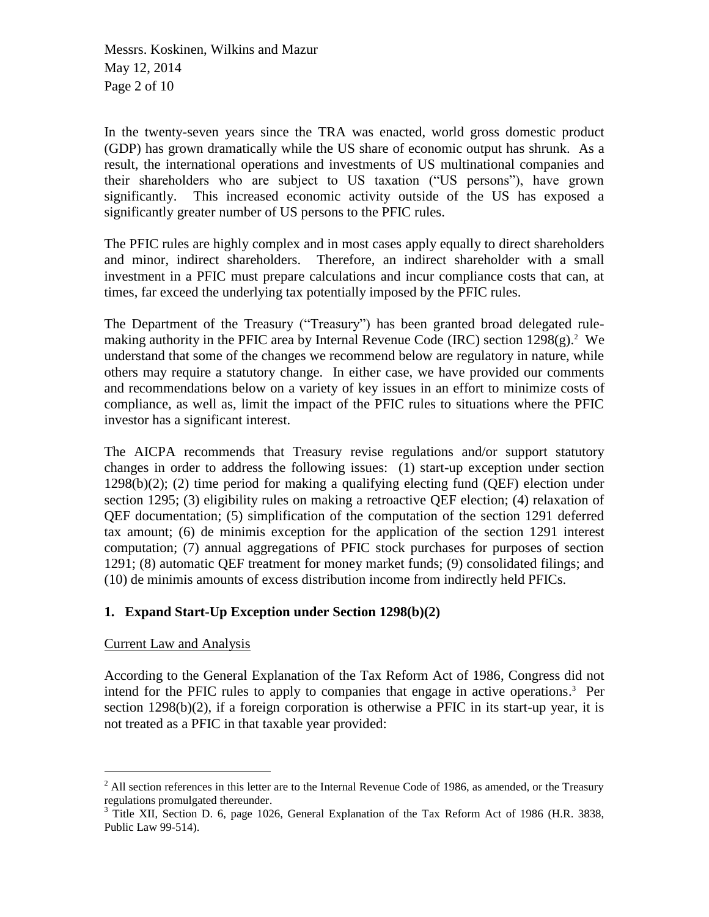In the twenty-seven years since the TRA was enacted, world gross domestic product (GDP) has grown dramatically while the US share of economic output has shrunk. As a result, the international operations and investments of US multinational companies and their shareholders who are subject to US taxation ("US persons"), have grown significantly. This increased economic activity outside of the US has exposed a significantly greater number of US persons to the PFIC rules.

The PFIC rules are highly complex and in most cases apply equally to direct shareholders and minor, indirect shareholders. Therefore, an indirect shareholder with a small investment in a PFIC must prepare calculations and incur compliance costs that can, at times, far exceed the underlying tax potentially imposed by the PFIC rules.

The Department of the Treasury ("Treasury") has been granted broad delegated rule-making authority in the PFIC area by Internal Revenue Code (IRC) section 1298(g).[2] We understand that some of the changes we recommend below are regulatory in nature, while others may require a statutory change. In either case, we have provided our comments and recommendations below on a variety of key issues in an effort to minimize costs of compliance, as well as, limit the impact of the PFIC rules to situations where the PFIC investor has a significant interest.

The AICPA recommends that Treasury revise regulations and/or support statutory changes in order to address the following issues: (1) start-up exception under section 1298(b)(2); (2) time period for making a qualifying electing fund (QEF) election under section 1295; (3) eligibility rules on making a retroactive QEF election; (4) relaxation of QEF documentation; (5) simplification of the computation of the section 1291 deferred tax amount; (6) de minimis exception for the application of the section 1291 interest computation; (7) annual aggregations of PFIC stock purchases for purposes of section 1291; (8) automatic QEF treatment for money market funds; (9) consolidated filings; and (10) de minimis amounts of excess distribution income from indirectly held PFICs.

## 1. Expand Start-Up Exception under Section 1298(b)(2)

Current Law and Analysis

According to the General Explanation of the Tax Reform Act of 1986, Congress did not intend for the PFIC rules to apply to companies that engage in active operations.[3] Per section 1298(b)(2), if a foreign corporation is otherwise a PFIC in its start-up year, it is not treated as a PFIC in that taxable year provided:

---

[2] All section references in this letter are to the Internal Revenue Code of 1986, as amended, or the Treasury regulations promulgated thereunder.

[3] Title XII, Section D. 6, page 1026, General Explanation of the Tax Reform Act of 1986 (H.R. 3838, Public Law 99-514).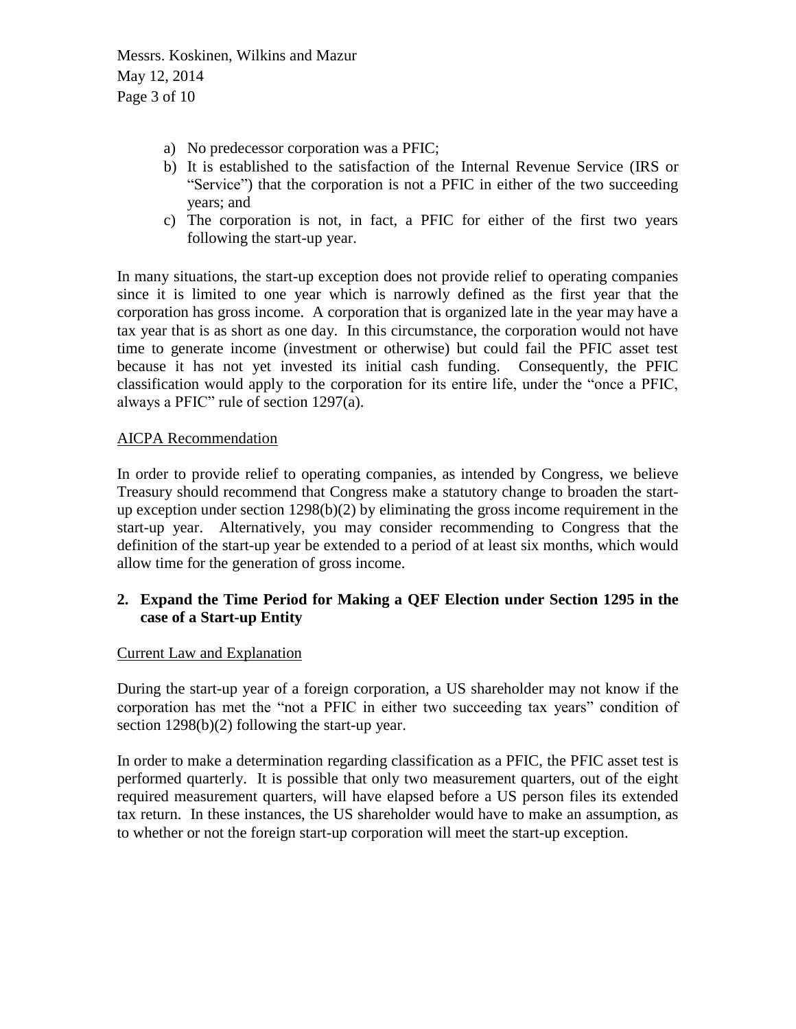a) No predecessor corporation was a PFIC;
b) It is established to the satisfaction of the Internal Revenue Service (IRS or "Service") that the corporation is not a PFIC in either of the two succeeding years; and
c) The corporation is not, in fact, a PFIC for either of the first two years following the start-up year.

In many situations, the start-up exception does not provide relief to operating companies since it is limited to one year which is narrowly defined as the first year that the corporation has gross income. A corporation that is organized late in the year may have a tax year that is as short as one day. In this circumstance, the corporation would not have time to generate income (investment or otherwise) but could fail the PFIC asset test because it has not yet invested its initial cash funding. Consequently, the PFIC classification would apply to the corporation for its entire life, under the "once a PFIC, always a PFIC" rule of section 1297(a).

<u>AICPA Recommendation</u>

In order to provide relief to operating companies, as intended by Congress, we believe Treasury should recommend that Congress make a statutory change to broaden the start-up exception under section 1298(b)(2) by eliminating the gross income requirement in the start-up year. Alternatively, you may consider recommending to Congress that the definition of the start-up year be extended to a period of at least six months, which would allow time for the generation of gross income.

**2. Expand the Time Period for Making a QEF Election under Section 1295 in the case of a Start-up Entity**

<u>Current Law and Explanation</u>

During the start-up year of a foreign corporation, a US shareholder may not know if the corporation has met the "not a PFIC in either two succeeding tax years" condition of section 1298(b)(2) following the start-up year.

In order to make a determination regarding classification as a PFIC, the PFIC asset test is performed quarterly. It is possible that only two measurement quarters, out of the eight required measurement quarters, will have elapsed before a US person files its extended tax return. In these instances, the US shareholder would have to make an assumption, as to whether or not the foreign start-up corporation will meet the start-up exception.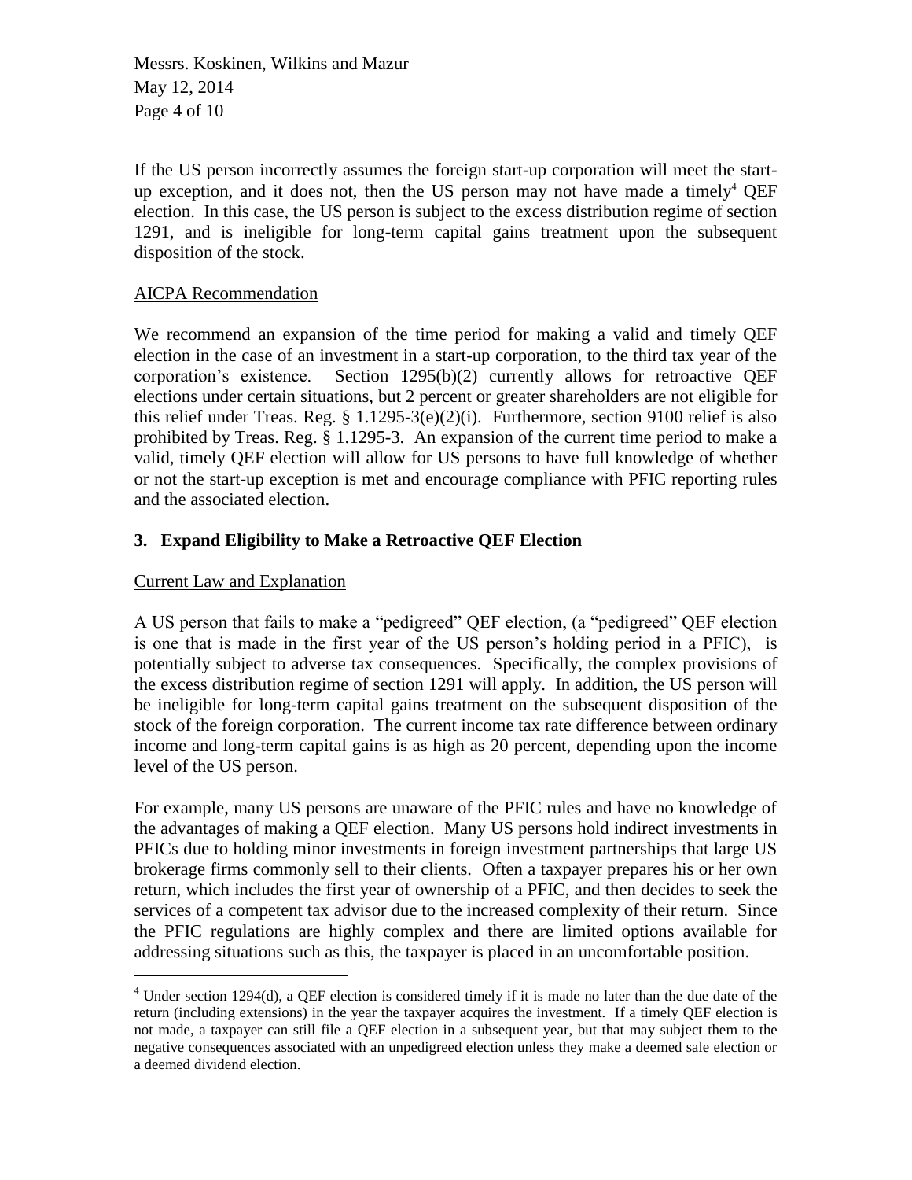If the US person incorrectly assumes the foreign start-up corporation will meet the start-up exception, and it does not, then the US person may not have made a timely[4] QEF election. In this case, the US person is subject to the excess distribution regime of section 1291, and is ineligible for long-term capital gains treatment upon the subsequent disposition of the stock.

AICPA Recommendation

We recommend an expansion of the time period for making a valid and timely QEF election in the case of an investment in a start-up corporation, to the third tax year of the corporation's existence. Section 1295(b)(2) currently allows for retroactive QEF elections under certain situations, but 2 percent or greater shareholders are not eligible for this relief under Treas. Reg. § 1.1295-3(e)(2)(i). Furthermore, section 9100 relief is also prohibited by Treas. Reg. § 1.1295-3. An expansion of the current time period to make a valid, timely QEF election will allow for US persons to have full knowledge of whether or not the start-up exception is met and encourage compliance with PFIC reporting rules and the associated election.

## 3. Expand Eligibility to Make a Retroactive QEF Election

Current Law and Explanation

A US person that fails to make a "pedigreed" QEF election, (a "pedigreed" QEF election is one that is made in the first year of the US person's holding period in a PFIC), is potentially subject to adverse tax consequences. Specifically, the complex provisions of the excess distribution regime of section 1291 will apply. In addition, the US person will be ineligible for long-term capital gains treatment on the subsequent disposition of the stock of the foreign corporation. The current income tax rate difference between ordinary income and long-term capital gains is as high as 20 percent, depending upon the income level of the US person.

For example, many US persons are unaware of the PFIC rules and have no knowledge of the advantages of making a QEF election. Many US persons hold indirect investments in PFICs due to holding minor investments in foreign investment partnerships that large US brokerage firms commonly sell to their clients. Often a taxpayer prepares his or her own return, which includes the first year of ownership of a PFIC, and then decides to seek the services of a competent tax advisor due to the increased complexity of their return. Since the PFIC regulations are highly complex and there are limited options available for addressing situations such as this, the taxpayer is placed in an uncomfortable position.

---

[4] Under section 1294(d), a QEF election is considered timely if it is made no later than the due date of the return (including extensions) in the year the taxpayer acquires the investment. If a timely QEF election is not made, a taxpayer can still file a QEF election in a subsequent year, but that may subject them to the negative consequences associated with an unpedigreed election unless they make a deemed sale election or a deemed dividend election.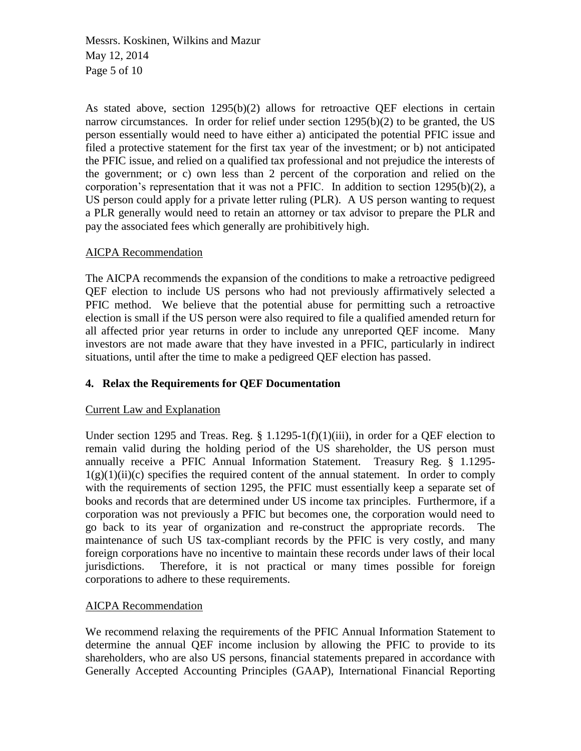As stated above, section 1295(b)(2) allows for retroactive QEF elections in certain narrow circumstances. In order for relief under section 1295(b)(2) to be granted, the US person essentially would need to have either a) anticipated the potential PFIC issue and filed a protective statement for the first tax year of the investment; or b) not anticipated the PFIC issue, and relied on a qualified tax professional and not prejudice the interests of the government; or c) own less than 2 percent of the corporation and relied on the corporation's representation that it was not a PFIC. In addition to section 1295(b)(2), a US person could apply for a private letter ruling (PLR). A US person wanting to request a PLR generally would need to retain an attorney or tax advisor to prepare the PLR and pay the associated fees which generally are prohibitively high.

AICPA Recommendation

The AICPA recommends the expansion of the conditions to make a retroactive pedigreed QEF election to include US persons who had not previously affirmatively selected a PFIC method. We believe that the potential abuse for permitting such a retroactive election is small if the US person were also required to file a qualified amended return for all affected prior year returns in order to include any unreported QEF income. Many investors are not made aware that they have invested in a PFIC, particularly in indirect situations, until after the time to make a pedigreed QEF election has passed.

## 4. Relax the Requirements for QEF Documentation

Current Law and Explanation

Under section 1295 and Treas. Reg. § 1.1295-1(f)(1)(iii), in order for a QEF election to remain valid during the holding period of the US shareholder, the US person must annually receive a PFIC Annual Information Statement. Treasury Reg. § 1.1295-1(g)(1)(ii)(c) specifies the required content of the annual statement. In order to comply with the requirements of section 1295, the PFIC must essentially keep a separate set of books and records that are determined under US income tax principles. Furthermore, if a corporation was not previously a PFIC but becomes one, the corporation would need to go back to its year of organization and re-construct the appropriate records. The maintenance of such US tax-compliant records by the PFIC is very costly, and many foreign corporations have no incentive to maintain these records under laws of their local jurisdictions. Therefore, it is not practical or many times possible for foreign corporations to adhere to these requirements.

AICPA Recommendation

We recommend relaxing the requirements of the PFIC Annual Information Statement to determine the annual QEF income inclusion by allowing the PFIC to provide to its shareholders, who are also US persons, financial statements prepared in accordance with Generally Accepted Accounting Principles (GAAP), International Financial Reporting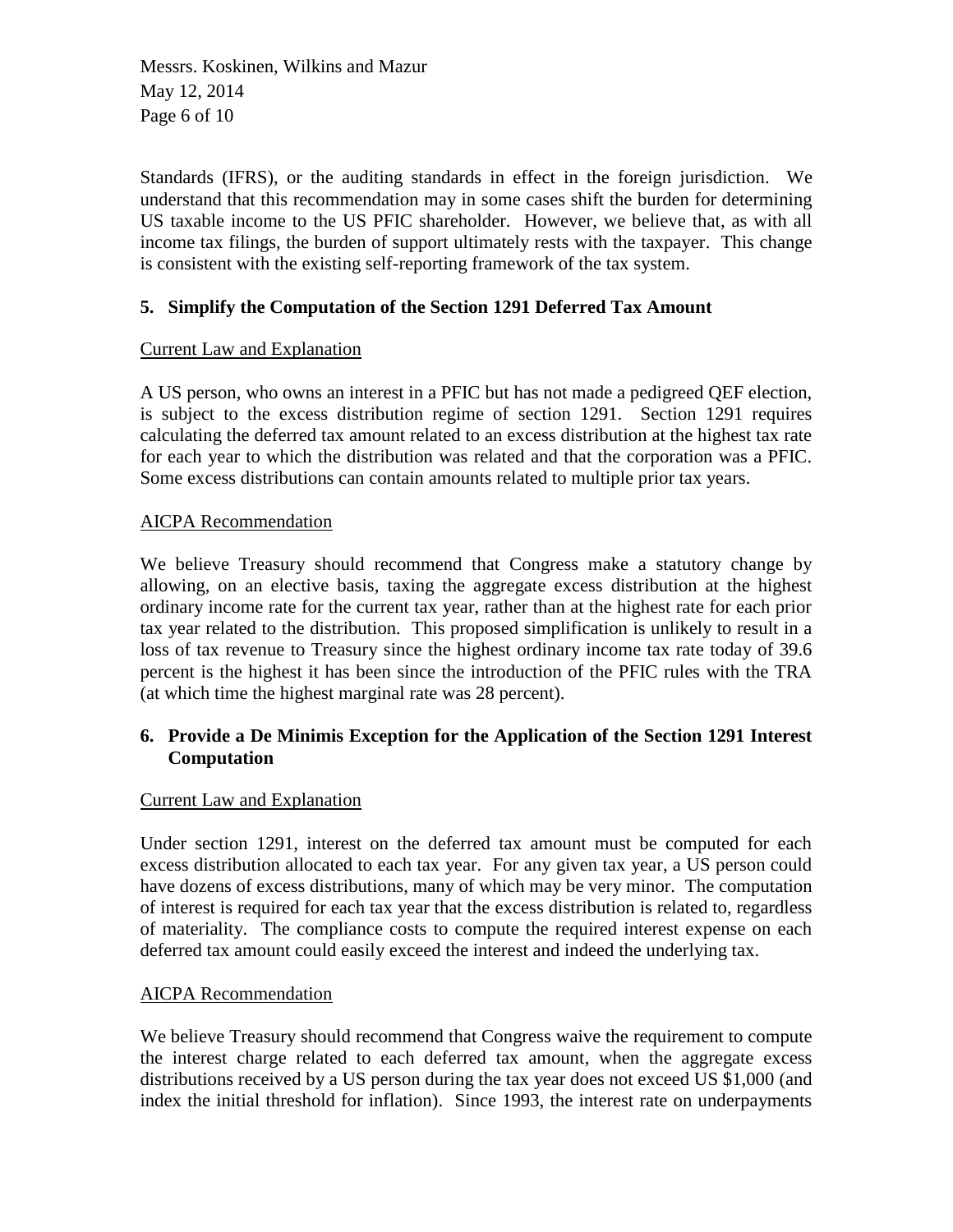Standards (IFRS), or the auditing standards in effect in the foreign jurisdiction. We understand that this recommendation may in some cases shift the burden for determining US taxable income to the US PFIC shareholder. However, we believe that, as with all income tax filings, the burden of support ultimately rests with the taxpayer. This change is consistent with the existing self-reporting framework of the tax system.

### 5. Simplify the Computation of the Section 1291 Deferred Tax Amount

<u>Current Law and Explanation</u>

A US person, who owns an interest in a PFIC but has not made a pedigreed QEF election, is subject to the excess distribution regime of section 1291. Section 1291 requires calculating the deferred tax amount related to an excess distribution at the highest tax rate for each year to which the distribution was related and that the corporation was a PFIC. Some excess distributions can contain amounts related to multiple prior tax years.

<u>AICPA Recommendation</u>

We believe Treasury should recommend that Congress make a statutory change by allowing, on an elective basis, taxing the aggregate excess distribution at the highest ordinary income rate for the current tax year, rather than at the highest rate for each prior tax year related to the distribution. This proposed simplification is unlikely to result in a loss of tax revenue to Treasury since the highest ordinary income tax rate today of 39.6 percent is the highest it has been since the introduction of the PFIC rules with the TRA (at which time the highest marginal rate was 28 percent).

### 6. Provide a De Minimis Exception for the Application of the Section 1291 Interest Computation

<u>Current Law and Explanation</u>

Under section 1291, interest on the deferred tax amount must be computed for each excess distribution allocated to each tax year. For any given tax year, a US person could have dozens of excess distributions, many of which may be very minor. The computation of interest is required for each tax year that the excess distribution is related to, regardless of materiality. The compliance costs to compute the required interest expense on each deferred tax amount could easily exceed the interest and indeed the underlying tax.

<u>AICPA Recommendation</u>

We believe Treasury should recommend that Congress waive the requirement to compute the interest charge related to each deferred tax amount, when the aggregate excess distributions received by a US person during the tax year does not exceed US $1,000 (and index the initial threshold for inflation). Since 1993, the interest rate on underpayments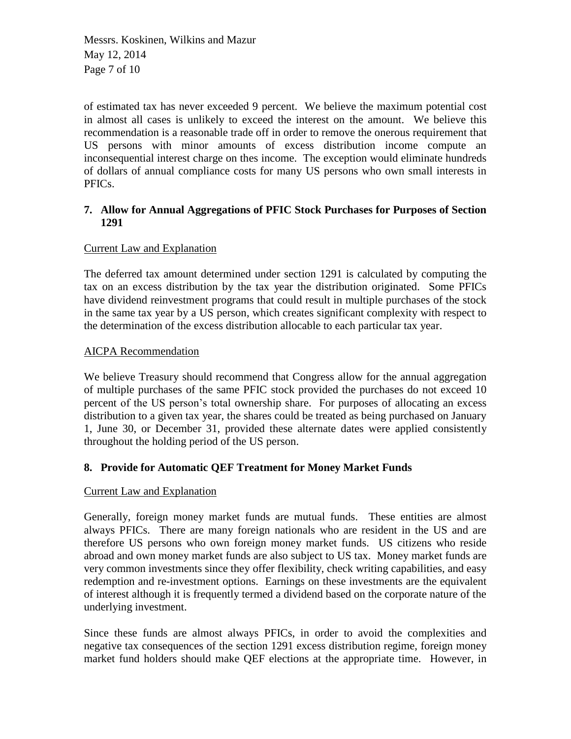of estimated tax has never exceeded 9 percent. We believe the maximum potential cost in almost all cases is unlikely to exceed the interest on the amount. We believe this recommendation is a reasonable trade off in order to remove the onerous requirement that US persons with minor amounts of excess distribution income compute an inconsequential interest charge on thes income. The exception would eliminate hundreds of dollars of annual compliance costs for many US persons who own small interests in PFICs.

### 7. Allow for Annual Aggregations of PFIC Stock Purchases for Purposes of Section 1291

Current Law and Explanation

The deferred tax amount determined under section 1291 is calculated by computing the tax on an excess distribution by the tax year the distribution originated. Some PFICs have dividend reinvestment programs that could result in multiple purchases of the stock in the same tax year by a US person, which creates significant complexity with respect to the determination of the excess distribution allocable to each particular tax year.

AICPA Recommendation

We believe Treasury should recommend that Congress allow for the annual aggregation of multiple purchases of the same PFIC stock provided the purchases do not exceed 10 percent of the US person's total ownership share. For purposes of allocating an excess distribution to a given tax year, the shares could be treated as being purchased on January 1, June 30, or December 31, provided these alternate dates were applied consistently throughout the holding period of the US person.

### 8. Provide for Automatic QEF Treatment for Money Market Funds

Current Law and Explanation

Generally, foreign money market funds are mutual funds. These entities are almost always PFICs. There are many foreign nationals who are resident in the US and are therefore US persons who own foreign money market funds. US citizens who reside abroad and own money market funds are also subject to US tax. Money market funds are very common investments since they offer flexibility, check writing capabilities, and easy redemption and re-investment options. Earnings on these investments are the equivalent of interest although it is frequently termed a dividend based on the corporate nature of the underlying investment.

Since these funds are almost always PFICs, in order to avoid the complexities and negative tax consequences of the section 1291 excess distribution regime, foreign money market fund holders should make QEF elections at the appropriate time. However, in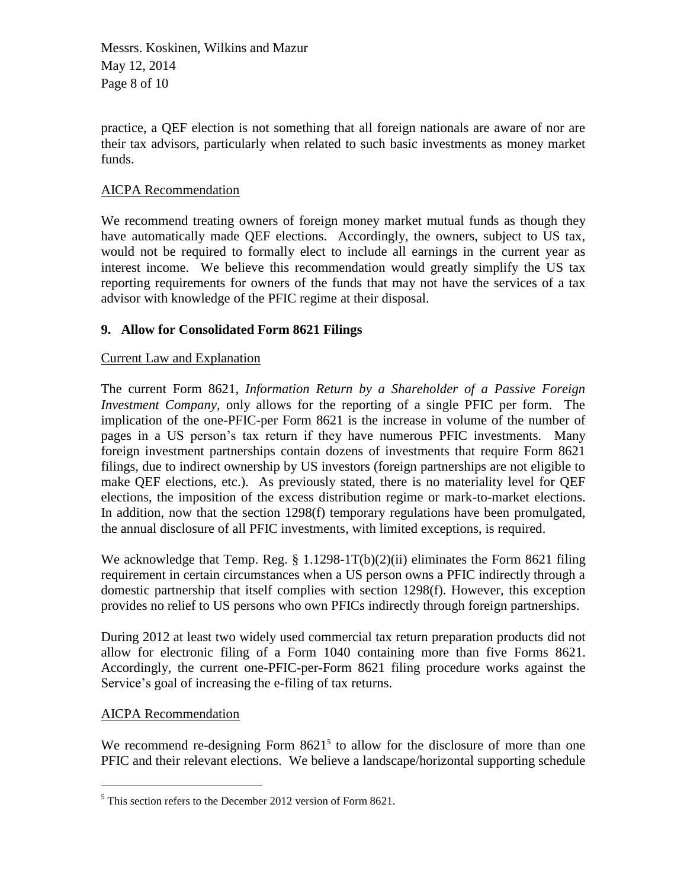practice, a QEF election is not something that all foreign nationals are aware of nor are their tax advisors, particularly when related to such basic investments as money market funds.

AICPA Recommendation

We recommend treating owners of foreign money market mutual funds as though they have automatically made QEF elections. Accordingly, the owners, subject to US tax, would not be required to formally elect to include all earnings in the current year as interest income. We believe this recommendation would greatly simplify the US tax reporting requirements for owners of the funds that may not have the services of a tax advisor with knowledge of the PFIC regime at their disposal.

**9. Allow for Consolidated Form 8621 Filings**

Current Law and Explanation

The current Form 8621, *Information Return by a Shareholder of a Passive Foreign Investment Company*, only allows for the reporting of a single PFIC per form. The implication of the one-PFIC-per Form 8621 is the increase in volume of the number of pages in a US person's tax return if they have numerous PFIC investments. Many foreign investment partnerships contain dozens of investments that require Form 8621 filings, due to indirect ownership by US investors (foreign partnerships are not eligible to make QEF elections, etc.). As previously stated, there is no materiality level for QEF elections, the imposition of the excess distribution regime or mark-to-market elections. In addition, now that the section 1298(f) temporary regulations have been promulgated, the annual disclosure of all PFIC investments, with limited exceptions, is required.

We acknowledge that Temp. Reg. § 1.1298-1T(b)(2)(ii) eliminates the Form 8621 filing requirement in certain circumstances when a US person owns a PFIC indirectly through a domestic partnership that itself complies with section 1298(f). However, this exception provides no relief to US persons who own PFICs indirectly through foreign partnerships.

During 2012 at least two widely used commercial tax return preparation products did not allow for electronic filing of a Form 1040 containing more than five Forms 8621. Accordingly, the current one-PFIC-per-Form 8621 filing procedure works against the Service's goal of increasing the e-filing of tax returns.

AICPA Recommendation

We recommend re-designing Form 8621[5] to allow for the disclosure of more than one PFIC and their relevant elections. We believe a landscape/horizontal supporting schedule

[5] This section refers to the December 2012 version of Form 8621.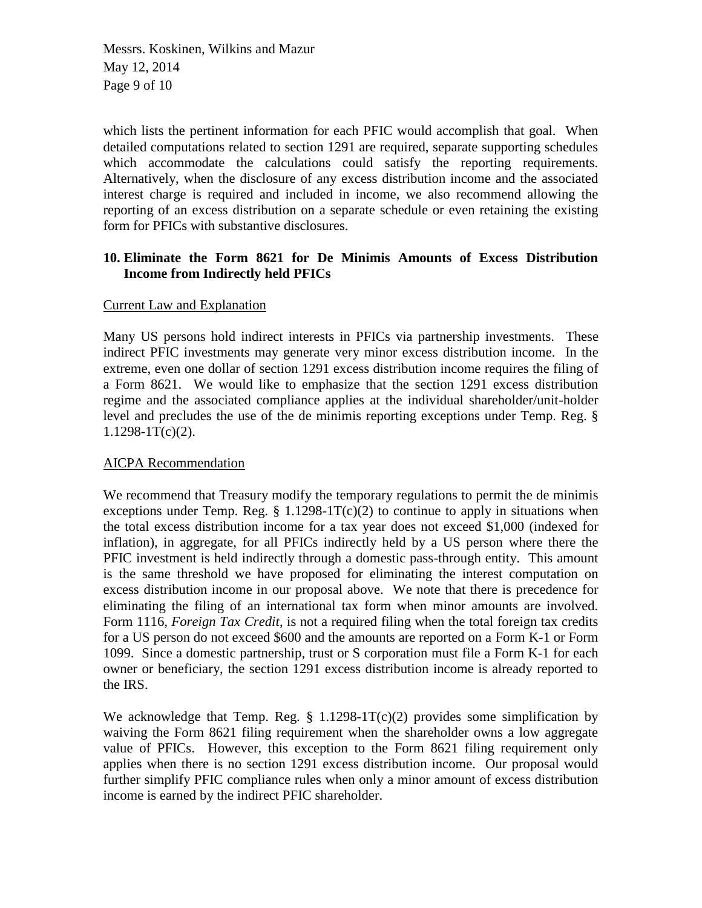which lists the pertinent information for each PFIC would accomplish that goal. When detailed computations related to section 1291 are required, separate supporting schedules which accommodate the calculations could satisfy the reporting requirements. Alternatively, when the disclosure of any excess distribution income and the associated interest charge is required and included in income, we also recommend allowing the reporting of an excess distribution on a separate schedule or even retaining the existing form for PFICs with substantive disclosures.

## 10. Eliminate the Form 8621 for De Minimis Amounts of Excess Distribution Income from Indirectly held PFICs

Current Law and Explanation

Many US persons hold indirect interests in PFICs via partnership investments. These indirect PFIC investments may generate very minor excess distribution income. In the extreme, even one dollar of section 1291 excess distribution income requires the filing of a Form 8621. We would like to emphasize that the section 1291 excess distribution regime and the associated compliance applies at the individual shareholder/unit-holder level and precludes the use of the de minimis reporting exceptions under Temp. Reg. § 1.1298-1T(c)(2).

AICPA Recommendation

We recommend that Treasury modify the temporary regulations to permit the de minimis exceptions under Temp. Reg. § 1.1298-1T(c)(2) to continue to apply in situations when the total excess distribution income for a tax year does not exceed $1,000 (indexed for inflation), in aggregate, for all PFICs indirectly held by a US person where there the PFIC investment is held indirectly through a domestic pass-through entity. This amount is the same threshold we have proposed for eliminating the interest computation on excess distribution income in our proposal above. We note that there is precedence for eliminating the filing of an international tax form when minor amounts are involved. Form 1116, *Foreign Tax Credit*, is not a required filing when the total foreign tax credits for a US person do not exceed $600 and the amounts are reported on a Form K-1 or Form 1099. Since a domestic partnership, trust or S corporation must file a Form K-1 for each owner or beneficiary, the section 1291 excess distribution income is already reported to the IRS.

We acknowledge that Temp. Reg. § 1.1298-1T(c)(2) provides some simplification by waiving the Form 8621 filing requirement when the shareholder owns a low aggregate value of PFICs. However, this exception to the Form 8621 filing requirement only applies when there is no section 1291 excess distribution income. Our proposal would further simplify PFIC compliance rules when only a minor amount of excess distribution income is earned by the indirect PFIC shareholder.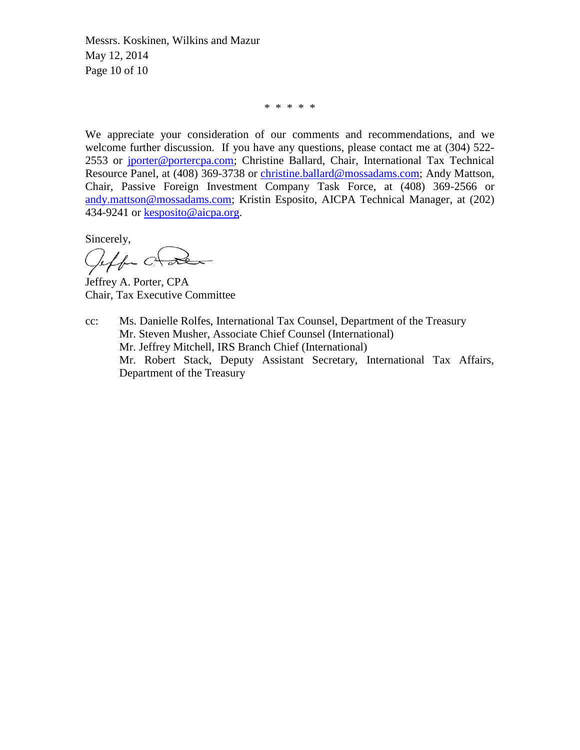\* \* \* \* \*

We appreciate your consideration of our comments and recommendations, and we welcome further discussion. If you have any questions, please contact me at (304) 522-2553 or jporter@portercpa.com; Christine Ballard, Chair, International Tax Technical Resource Panel, at (408) 369-3738 or christine.ballard@mossadams.com; Andy Mattson, Chair, Passive Foreign Investment Company Task Force, at (408) 369-2566 or andy.mattson@mossadams.com; Kristin Esposito, AICPA Technical Manager, at (202) 434-9241 or kesposito@aicpa.org.

Sincerely,

Jeffrey A. Porter, CPA
Chair, Tax Executive Committee

cc: Ms. Danielle Rolfes, International Tax Counsel, Department of the Treasury
Mr. Steven Musher, Associate Chief Counsel (International)
Mr. Jeffrey Mitchell, IRS Branch Chief (International)
Mr. Robert Stack, Deputy Assistant Secretary, International Tax Affairs, Department of the Treasury